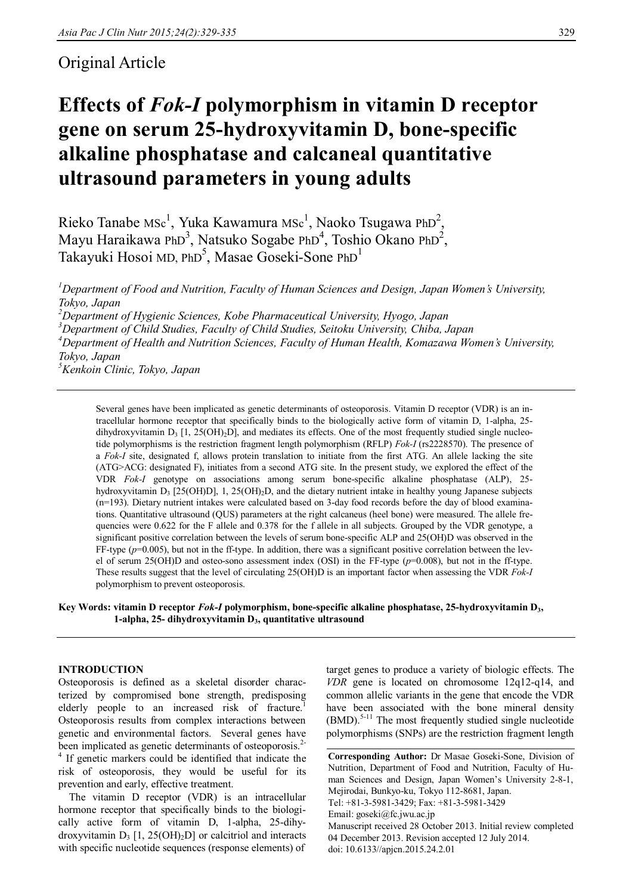Original Article

# Effects of *Fok-I* polymorphism in vitamin D receptor gene on serum 25-hydroxyvitamin D, bone-specific alkaline phosphatase and calcaneal quantitative ultrasound parameters in young adults

Rieko Tanabe MSc[1], Yuka Kawamura MSc[1], Naoko Tsugawa PhD[2], Mayu Haraikawa PhD[3], Natsuko Sogabe PhD[4], Toshio Okano PhD[2], Takayuki Hosoi MD, PhD[5], Masae Goseki-Sone PhD[1]

[1]*Department of Food and Nutrition, Faculty of Human Sciences and Design, Japan Women's University, Tokyo, Japan*
[2]*Department of Hygienic Sciences, Kobe Pharmaceutical University, Hyogo, Japan*
[3]*Department of Child Studies, Faculty of Child Studies, Seitoku University, Chiba, Japan*
[4]*Department of Health and Nutrition Sciences, Faculty of Human Health, Komazawa Women's University, Tokyo, Japan*
[5]*Kenkoin Clinic, Tokyo, Japan*

Several genes have been implicated as genetic determinants of osteoporosis. Vitamin D receptor (VDR) is an intracellular hormone receptor that specifically binds to the biologically active form of vitamin D, 1-alpha, 25-dihydroxyvitamin $D_3$ [1, $25(OH)_2D$], and mediates its effects. One of the most frequently studied single nucleotide polymorphisms is the restriction fragment length polymorphism (RFLP) *Fok-I* (rs2228570). The presence of a *Fok-I* site, designated f, allows protein translation to initiate from the first ATG. An allele lacking the site (ATG>ACG: designated F), initiates from a second ATG site. In the present study, we explored the effect of the VDR *Fok-I* genotype on associations among serum bone-specific alkaline phosphatase (ALP), 25-hydroxyvitamin $D_3$ [25(OH)D], 1, $25(OH)_2D$, and the dietary nutrient intake in healthy young Japanese subjects (n=193). Dietary nutrient intakes were calculated based on 3-day food records before the day of blood examinations. Quantitative ultrasound (QUS) parameters at the right calcaneus (heel bone) were measured. The allele frequencies were 0.622 for the F allele and 0.378 for the f allele in all subjects. Grouped by the VDR genotype, a significant positive correlation between the levels of serum bone-specific ALP and 25(OH)D was observed in the FF-type ($p$=0.005), but not in the ff-type. In addition, there was a significant positive correlation between the level of serum 25(OH)D and osteo-sono assessment index (OSI) in the FF-type ($p$=0.008), but not in the ff-type. These results suggest that the level of circulating 25(OH)D is an important factor when assessing the VDR *Fok-I* polymorphism to prevent osteoporosis.

**Key Words: vitamin D receptor *Fok-I* polymorphism, bone-specific alkaline phosphatase, 25-hydroxyvitamin $D_3$, 1-alpha, 25- dihydroxyvitamin $D_3$, quantitative ultrasound**

## INTRODUCTION

Osteoporosis is defined as a skeletal disorder characterized by compromised bone strength, predisposing elderly people to an increased risk of fracture.[1] Osteoporosis results from complex interactions between genetic and environmental factors. Several genes have been implicated as genetic determinants of osteoporosis.[2-4] If genetic markers could be identified that indicate the risk of osteoporosis, they would be useful for its prevention and early, effective treatment.

The vitamin D receptor (VDR) is an intracellular hormone receptor that specifically binds to the biologically active form of vitamin D, 1-alpha, 25-dihydroxyvitamin $D_3$ [1, $25(OH)_2D$] or calcitriol and interacts with specific nucleotide sequences (response elements) of target genes to produce a variety of biologic effects. The *VDR* gene is located on chromosome 12q12-q14, and common allelic variants in the gene that encode the VDR have been associated with the bone mineral density (BMD).[5-11] The most frequently studied single nucleotide polymorphisms (SNPs) are the restriction fragment length

**Corresponding Author:** Dr Masae Goseki-Sone, Division of Nutrition, Department of Food and Nutrition, Faculty of Human Sciences and Design, Japan Women's University 2-8-1, Mejirodai, Bunkyo-ku, Tokyo 112-8681, Japan.
Tel: +81-3-5981-3429; Fax: +81-3-5981-3429
Email: goseki@fc.jwu.ac.jp
Manuscript received 28 October 2013. Initial review completed 04 December 2013. Revision accepted 12 July 2014.
doi: 10.6133//apjcn.2015.24.2.01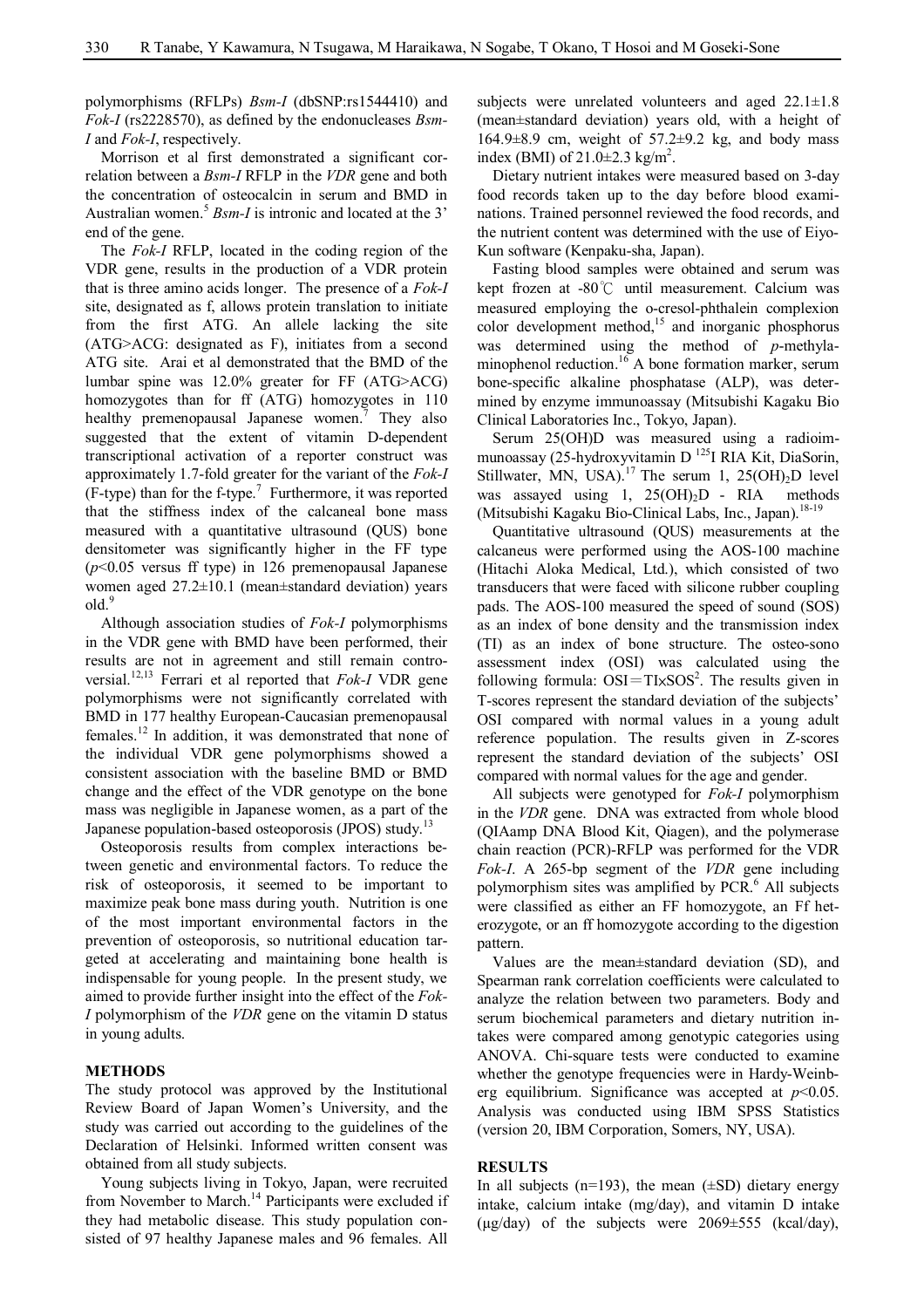polymorphisms (RFLPs) *Bsm-I* (dbSNP:rs1544410) and *Fok-I* (rs2228570), as defined by the endonucleases *Bsm-I* and *Fok-I*, respectively.

Morrison et al first demonstrated a significant correlation between a *Bsm-I* RFLP in the *VDR* gene and both the concentration of osteocalcin in serum and BMD in Australian women.[5] *Bsm-I* is intronic and located at the 3' end of the gene.

The *Fok-I* RFLP, located in the coding region of the VDR gene, results in the production of a VDR protein that is three amino acids longer. The presence of a *Fok-I* site, designated as f, allows protein translation to initiate from the first ATG. An allele lacking the site (ATG>ACG: designated as F), initiates from a second ATG site. Arai et al demonstrated that the BMD of the lumbar spine was 12.0% greater for FF (ATG>ACG) homozygotes than for ff (ATG) homozygotes in 110 healthy premenopausal Japanese women.[7] They also suggested that the extent of vitamin D-dependent transcriptional activation of a reporter construct was approximately 1.7-fold greater for the variant of the *Fok-I* (F-type) than for the f-type.[7] Furthermore, it was reported that the stiffness index of the calcaneal bone mass measured with a quantitative ultrasound (QUS) bone densitometer was significantly higher in the FF type ($p$<0.05 versus ff type) in 126 premenopausal Japanese women aged 27.2±10.1 (mean±standard deviation) years old.[9]

Although association studies of *Fok-I* polymorphisms in the VDR gene with BMD have been performed, their results are not in agreement and still remain controversial.[12,13] Ferrari et al reported that *Fok-I* VDR gene polymorphisms were not significantly correlated with BMD in 177 healthy European-Caucasian premenopausal females.[12] In addition, it was demonstrated that none of the individual VDR gene polymorphisms showed a consistent association with the baseline BMD or BMD change and the effect of the VDR genotype on the bone mass was negligible in Japanese women, as a part of the Japanese population-based osteoporosis (JPOS) study.[13]

Osteoporosis results from complex interactions between genetic and environmental factors. To reduce the risk of osteoporosis, it seemed to be important to maximize peak bone mass during youth. Nutrition is one of the most important environmental factors in the prevention of osteoporosis, so nutritional education targeted at accelerating and maintaining bone health is indispensable for young people. In the present study, we aimed to provide further insight into the effect of the *Fok-I* polymorphism of the *VDR* gene on the vitamin D status in young adults.

## METHODS

The study protocol was approved by the Institutional Review Board of Japan Women's University, and the study was carried out according to the guidelines of the Declaration of Helsinki. Informed written consent was obtained from all study subjects.

Young subjects living in Tokyo, Japan, were recruited from November to March.[14] Participants were excluded if they had metabolic disease. This study population consisted of 97 healthy Japanese males and 96 females. All subjects were unrelated volunteers and aged 22.1±1.8 (mean±standard deviation) years old, with a height of 164.9±8.9 cm, weight of 57.2±9.2 kg, and body mass index (BMI) of 21.0±2.3 kg/m$^2$.

Dietary nutrient intakes were measured based on 3-day food records taken up to the day before blood examinations. Trained personnel reviewed the food records, and the nutrient content was determined with the use of Eiyo-Kun software (Kenpaku-sha, Japan).

Fasting blood samples were obtained and serum was kept frozen at -80℃ until measurement. Calcium was measured employing the o-cresol-phthalein complexion color development method,[15] and inorganic phosphorus was determined using the method of *p*-methylaminophenol reduction.[16] A bone formation marker, serum bone-specific alkaline phosphatase (ALP), was determined by enzyme immunoassay (Mitsubishi Kagaku Bio Clinical Laboratories Inc., Tokyo, Japan).

Serum 25(OH)D was measured using a radioimmunoassay (25-hydroxyvitamin D $^{125}$I RIA Kit, DiaSorin, Stillwater, MN, USA).[17] The serum 1, 25(OH)$_2$D level was assayed using 1, 25(OH)$_2$D - RIA methods (Mitsubishi Kagaku Bio-Clinical Labs, Inc., Japan).[18-19]

Quantitative ultrasound (QUS) measurements at the calcaneus were performed using the AOS-100 machine (Hitachi Aloka Medical, Ltd.), which consisted of two transducers that were faced with silicone rubber coupling pads. The AOS-100 measured the speed of sound (SOS) as an index of bone density and the transmission index (TI) as an index of bone structure. The osteo-sono assessment index (OSI) was calculated using the following formula: $OSI = TI \times SOS^2$. The results given in T-scores represent the standard deviation of the subjects' OSI compared with normal values in a young adult reference population. The results given in Z-scores represent the standard deviation of the subjects' OSI compared with normal values for the age and gender.

All subjects were genotyped for *Fok-I* polymorphism in the *VDR* gene. DNA was extracted from whole blood (QIAamp DNA Blood Kit, Qiagen), and the polymerase chain reaction (PCR)-RFLP was performed for the VDR *Fok-I*. A 265-bp segment of the *VDR* gene including polymorphism sites was amplified by PCR.[6] All subjects were classified as either an FF homozygote, an Ff heterozygote, or an ff homozygote according to the digestion pattern.

Values are the mean±standard deviation (SD), and Spearman rank correlation coefficients were calculated to analyze the relation between two parameters. Body and serum biochemical parameters and dietary nutrition intakes were compared among genotypic categories using ANOVA. Chi-square tests were conducted to examine whether the genotype frequencies were in Hardy-Weinberg equilibrium. Significance was accepted at $p$<0.05. Analysis was conducted using IBM SPSS Statistics (version 20, IBM Corporation, Somers, NY, USA).

## RESULTS

In all subjects (n=193), the mean (±SD) dietary energy intake, calcium intake (mg/day), and vitamin D intake (μg/day) of the subjects were 2069±555 (kcal/day),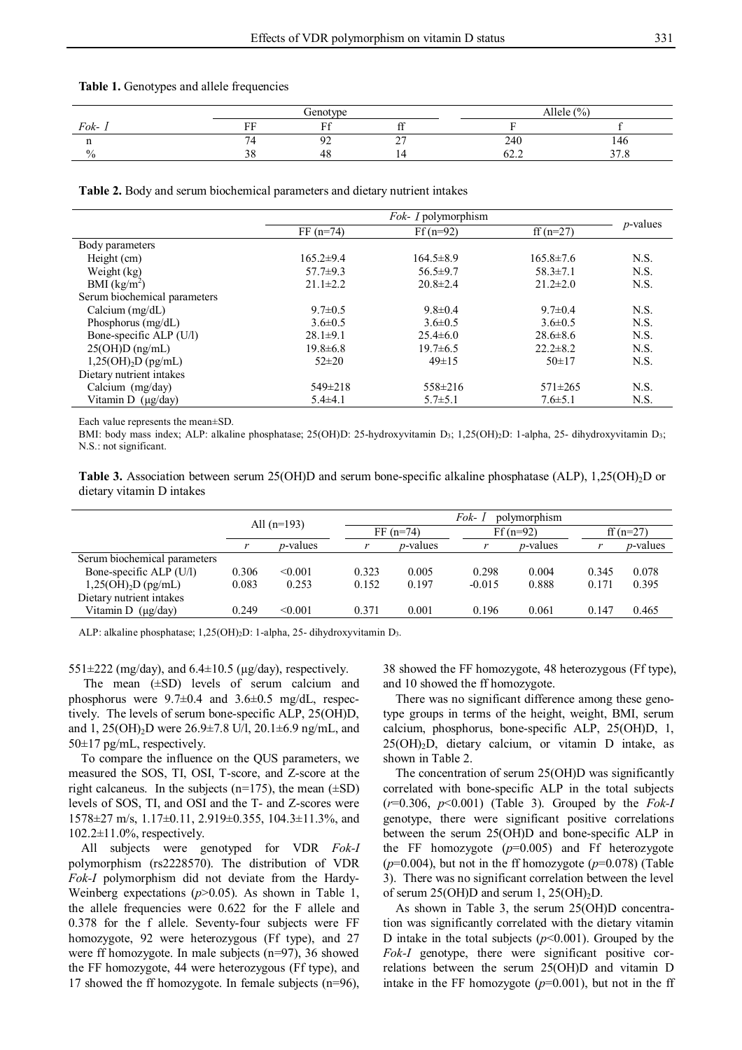**Table 1.** Genotypes and allele frequencies

| | Genotype | | | Allele (%) | |
|---|---|---|---|---|---|
| *Fok- I* | FF | Ff | ff | F | f |
| n | 74 | 92 | 27 | 240 | 146 |
| % | 38 | 48 | 14 | 62.2 | 37.8 |

**Table 2.** Body and serum biochemical parameters and dietary nutrient intakes

| | *Fok- I* polymorphism | | | *p*-values |
|---|---|---|---|---|
| | FF (n=74) | Ff (n=92) | ff (n=27) | |
| Body parameters | | | | |
| Height (cm) | 165.2±9.4 | 164.5±8.9 | 165.8±7.6 | N.S. |
| Weight (kg) | 57.7±9.3 | 56.5±9.7 | 58.3±7.1 | N.S. |
| BMI (kg/m$^2$) | 21.1±2.2 | 20.8±2.4 | 21.2±2.0 | N.S. |
| Serum biochemical parameters | | | | |
| Calcium (mg/dL) | 9.7±0.5 | 9.8±0.4 | 9.7±0.4 | N.S. |
| Phosphorus (mg/dL) | 3.6±0.5 | 3.6±0.5 | 3.6±0.5 | N.S. |
| Bone-specific ALP (U/l) | 28.1±9.1 | 25.4±6.0 | 28.6±8.6 | N.S. |
| 25(OH)D (ng/mL) | 19.8±6.8 | 19.7±6.5 | 22.2±8.2 | N.S. |
| 1,25(OH)$_2$D (pg/mL) | 52±20 | 49±15 | 50±17 | N.S. |
| Dietary nutrient intakes | | | | |
| Calcium (mg/day) | 549±218 | 558±216 | 571±265 | N.S. |
| Vitamin D (μg/day) | 5.4±4.1 | 5.7±5.1 | 7.6±5.1 | N.S. |

Each value represents the mean±SD.

BMI: body mass index; ALP: alkaline phosphatase; 25(OH)D: 25-hydroxyvitamin $D_3$; 1,25(OH)$_2$D: 1-alpha, 25- dihydroxyvitamin $D_3$; N.S.: not significant.

**Table 3.** Association between serum 25(OH)D and serum bone-specific alkaline phosphatase (ALP), 1,25(OH)$_2$D or dietary vitamin D intakes

| | All (n=193) | | *Fok- I* polymorphism | | | | | |
|---|---|---|---|---|---|---|---|---|
| | | | FF (n=74) | | Ff (n=92) | | ff (n=27) | |
| | *r* | *p*-values | *r* | *p*-values | *r* | *p*-values | *r* | *p*-values |
| Serum biochemical parameters | | | | | | | | |
| Bone-specific ALP (U/l) | 0.306 | <0.001 | 0.323 | 0.005 | 0.298 | 0.004 | 0.345 | 0.078 |
| 1,25(OH)$_2$D (pg/mL) | 0.083 | 0.253 | 0.152 | 0.197 | -0.015 | 0.888 | 0.171 | 0.395 |
| Dietary nutrient intakes | | | | | | | | |
| Vitamin D (μg/day) | 0.249 | <0.001 | 0.371 | 0.001 | 0.196 | 0.061 | 0.147 | 0.465 |

ALP: alkaline phosphatase; 1,25(OH)$_2$D: 1-alpha, 25- dihydroxyvitamin $D_3$.

551±222 (mg/day), and 6.4±10.5 (μg/day), respectively.

The mean (±SD) levels of serum calcium and phosphorus were 9.7±0.4 and 3.6±0.5 mg/dL, respectively. The levels of serum bone-specific ALP, 25(OH)D, and 1, 25(OH)$_2$D were 26.9±7.8 U/l, 20.1±6.9 ng/mL, and 50±17 pg/mL, respectively.

To compare the influence on the QUS parameters, we measured the SOS, TI, OSI, T-score, and Z-score at the right calcaneus. In the subjects (n=175), the mean (±SD) levels of SOS, TI, and OSI and the T- and Z-scores were 1578±27 m/s, 1.17±0.11, 2.919±0.355, 104.3±11.3%, and 102.2±11.0%, respectively.

All subjects were genotyped for VDR *Fok-I* polymorphism (rs2228570). The distribution of VDR *Fok-I* polymorphism did not deviate from the Hardy-Weinberg expectations ($p$>0.05). As shown in Table 1, the allele frequencies were 0.622 for the F allele and 0.378 for the f allele. Seventy-four subjects were FF homozygote, 92 were heterozygous (Ff type), and 27 were ff homozygote. In male subjects (n=97), 36 showed the FF homozygote, 44 were heterozygous (Ff type), and 17 showed the ff homozygote. In female subjects (n=96), 38 showed the FF homozygote, 48 heterozygous (Ff type), and 10 showed the ff homozygote.

There was no significant difference among these genotype groups in terms of the height, weight, BMI, serum calcium, phosphorus, bone-specific ALP, 25(OH)D, 1, 25(OH)$_2$D, dietary calcium, or vitamin D intake, as shown in Table 2.

The concentration of serum 25(OH)D was significantly correlated with bone-specific ALP in the total subjects ($r$=0.306, $p$<0.001) (Table 3). Grouped by the *Fok-I* genotype, there were significant positive correlations between the serum 25(OH)D and bone-specific ALP in the FF homozygote ($p$=0.005) and Ff heterozygote ($p$=0.004), but not in the ff homozygote ($p$=0.078) (Table 3). There was no significant correlation between the level of serum 25(OH)D and serum 1, 25(OH)$_2$D.

As shown in Table 3, the serum 25(OH)D concentration was significantly correlated with the dietary vitamin D intake in the total subjects ($p$<0.001). Grouped by the *Fok-I* genotype, there were significant positive correlations between the serum 25(OH)D and vitamin D intake in the FF homozygote ($p$=0.001), but not in the ff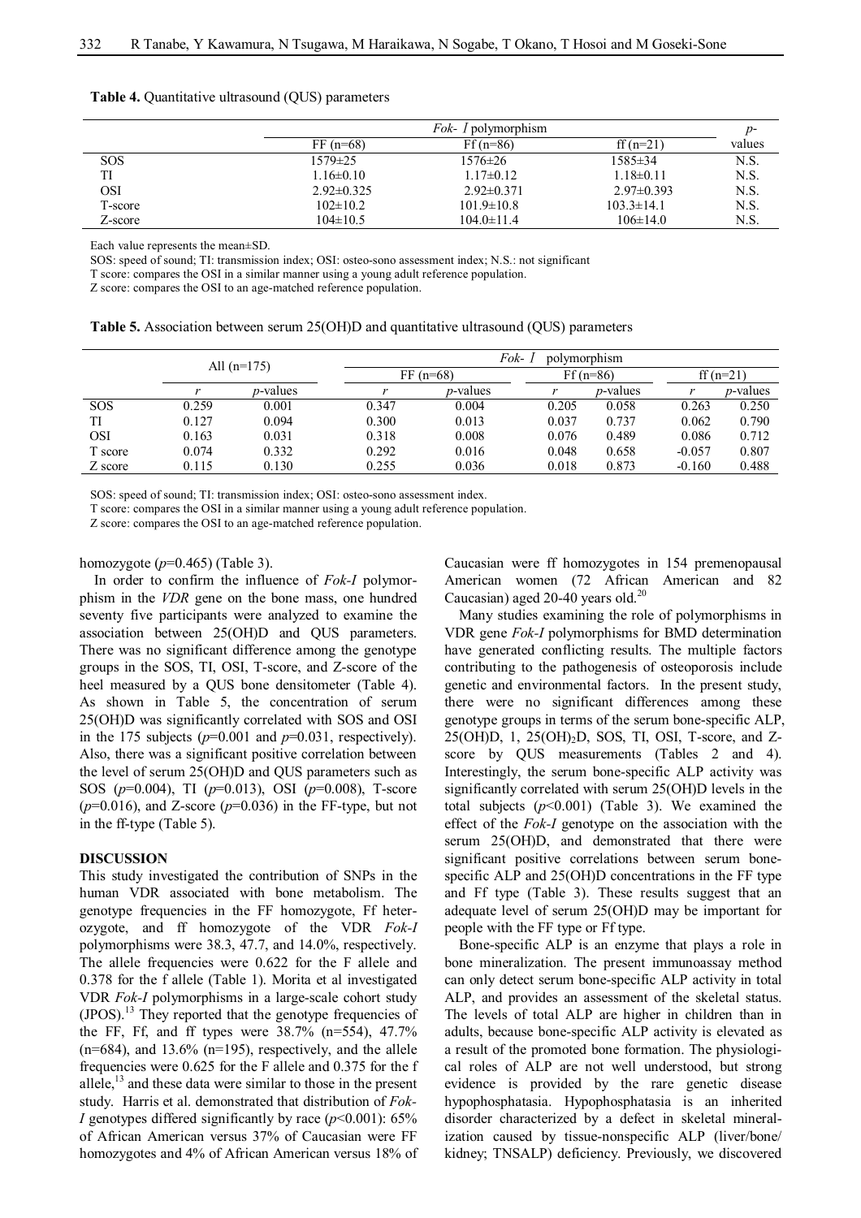**Table 4.** Quantitative ultrasound (QUS) parameters

| | *Fok- I* polymorphism | | | *p*-values |
|---|---|---|---|---|
| | FF (n=68) | Ff (n=86) | ff (n=21) | |
| SOS | 1579±25 | 1576±26 | 1585±34 | N.S. |
| TI | 1.16±0.10 | 1.17±0.12 | 1.18±0.11 | N.S. |
| OSI | 2.92±0.325 | 2.92±0.371 | 2.97±0.393 | N.S. |
| T-score | 102±10.2 | 101.9±10.8 | 103.3±14.1 | N.S. |
| Z-score | 104±10.5 | 104.0±11.4 | 106±14.0 | N.S. |

Each value represents the mean±SD.

SOS: speed of sound; TI: transmission index; OSI: osteo-sono assessment index; N.S.: not significant

T score: compares the OSI in a similar manner using a young adult reference population.

Z score: compares the OSI to an age-matched reference population.

**Table 5.** Association between serum 25(OH)D and quantitative ultrasound (QUS) parameters

| | All (n=175) | | *Fok- I* polymorphism | | | | | |
|---|---|---|---|---|---|---|---|---|
| | | | FF (n=68) | | Ff (n=86) | | ff (n=21) | |
| | *r* | *p*-values | *r* | *p*-values | *r* | *p*-values | *r* | *p*-values |
| SOS | 0.259 | 0.001 | 0.347 | 0.004 | 0.205 | 0.058 | 0.263 | 0.250 |
| TI | 0.127 | 0.094 | 0.300 | 0.013 | 0.037 | 0.737 | 0.062 | 0.790 |
| OSI | 0.163 | 0.031 | 0.318 | 0.008 | 0.076 | 0.489 | 0.086 | 0.712 |
| T score | 0.074 | 0.332 | 0.292 | 0.016 | 0.048 | 0.658 | -0.057 | 0.807 |
| Z score | 0.115 | 0.130 | 0.255 | 0.036 | 0.018 | 0.873 | -0.160 | 0.488 |

SOS: speed of sound; TI: transmission index; OSI: osteo-sono assessment index.

T score: compares the OSI in a similar manner using a young adult reference population.

Z score: compares the OSI to an age-matched reference population.

homozygote ($p$=0.465) (Table 3).

In order to confirm the influence of *Fok-I* polymorphism in the *VDR* gene on the bone mass, one hundred seventy five participants were analyzed to examine the association between 25(OH)D and QUS parameters. There was no significant difference among the genotype groups in the SOS, TI, OSI, T-score, and Z-score of the heel measured by a QUS bone densitometer (Table 4). As shown in Table 5, the concentration of serum 25(OH)D was significantly correlated with SOS and OSI in the 175 subjects ($p$=0.001 and $p$=0.031, respectively). Also, there was a significant positive correlation between the level of serum 25(OH)D and QUS parameters such as SOS ($p$=0.004), TI ($p$=0.013), OSI ($p$=0.008), T-score ($p$=0.016), and Z-score ($p$=0.036) in the FF-type, but not in the ff-type (Table 5).

## DISCUSSION

This study investigated the contribution of SNPs in the human VDR associated with bone metabolism. The genotype frequencies in the FF homozygote, Ff heterozygote, and ff homozygote of the VDR *Fok-I* polymorphisms were 38.3, 47.7, and 14.0%, respectively. The allele frequencies were 0.622 for the F allele and 0.378 for the f allele (Table 1). Morita et al investigated VDR *Fok-I* polymorphisms in a large-scale cohort study (JPOS).[13] They reported that the genotype frequencies of the FF, Ff, and ff types were 38.7% (n=554), 47.7% (n=684), and 13.6% (n=195), respectively, and the allele frequencies were 0.625 for the F allele and 0.375 for the f allele,[13] and these data were similar to those in the present study. Harris et al. demonstrated that distribution of *Fok-I* genotypes differed significantly by race ($p$<0.001): 65% of African American versus 37% of Caucasian were FF homozygotes and 4% of African American versus 18% of Caucasian were ff homozygotes in 154 premenopausal American women (72 African American and 82 Caucasian) aged 20-40 years old.[20]

Many studies examining the role of polymorphisms in VDR gene *Fok-I* polymorphisms for BMD determination have generated conflicting results. The multiple factors contributing to the pathogenesis of osteoporosis include genetic and environmental factors. In the present study, there were no significant differences among these genotype groups in terms of the serum bone-specific ALP, 25(OH)D, 1, 25(OH)$_2$D, SOS, TI, OSI, T-score, and Z-score by QUS measurements (Tables 2 and 4). Interestingly, the serum bone-specific ALP activity was significantly correlated with serum 25(OH)D levels in the total subjects ($p$<0.001) (Table 3). We examined the effect of the *Fok-I* genotype on the association with the serum 25(OH)D, and demonstrated that there were significant positive correlations between serum bone-specific ALP and 25(OH)D concentrations in the FF type and Ff type (Table 3). These results suggest that an adequate level of serum 25(OH)D may be important for people with the FF type or Ff type.

Bone-specific ALP is an enzyme that plays a role in bone mineralization. The present immunoassay method can only detect serum bone-specific ALP activity in total ALP, and provides an assessment of the skeletal status. The levels of total ALP are higher in children than in adults, because bone-specific ALP activity is elevated as a result of the promoted bone formation. The physiological roles of ALP are not well understood, but strong evidence is provided by the rare genetic disease hypophosphatasia. Hypophosphatasia is an inherited disorder characterized by a defect in skeletal mineralization caused by tissue-nonspecific ALP (liver/bone/kidney; TNSALP) deficiency. Previously, we discovered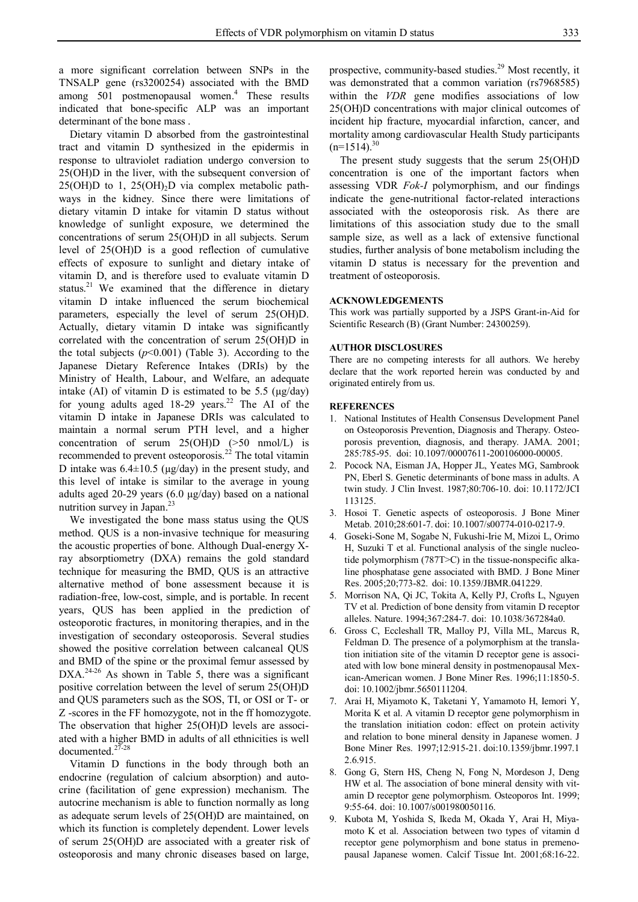a more significant correlation between SNPs in the TNSALP gene (rs3200254) associated with the BMD among 501 postmenopausal women.[4] These results indicated that bone-specific ALP was an important determinant of the bone mass .

Dietary vitamin D absorbed from the gastrointestinal tract and vitamin D synthesized in the epidermis in response to ultraviolet radiation undergo conversion to 25(OH)D in the liver, with the subsequent conversion of 25(OH)D to 1, 25$(OH)_2$D via complex metabolic pathways in the kidney. Since there were limitations of dietary vitamin D intake for vitamin D status without knowledge of sunlight exposure, we determined the concentrations of serum 25(OH)D in all subjects. Serum level of 25(OH)D is a good reflection of cumulative effects of exposure to sunlight and dietary intake of vitamin D, and is therefore used to evaluate vitamin D status.[21] We examined that the difference in dietary vitamin D intake influenced the serum biochemical parameters, especially the level of serum 25(OH)D. Actually, dietary vitamin D intake was significantly correlated with the concentration of serum 25(OH)D in the total subjects ($p$<0.001) (Table 3). According to the Japanese Dietary Reference Intakes (DRIs) by the Ministry of Health, Labour, and Welfare, an adequate intake (AI) of vitamin D is estimated to be 5.5 (μg/day) for young adults aged 18-29 years.[22] The AI of the vitamin D intake in Japanese DRIs was calculated to maintain a normal serum PTH level, and a higher concentration of serum 25(OH)D (>50 nmol/L) is recommended to prevent osteoporosis.[22] The total vitamin D intake was 6.4±10.5 (μg/day) in the present study, and this level of intake is similar to the average in young adults aged 20-29 years (6.0 μg/day) based on a national nutrition survey in Japan.[23]

We investigated the bone mass status using the QUS method. QUS is a non-invasive technique for measuring the acoustic properties of bone. Although Dual-energy X-ray absorptiometry (DXA) remains the gold standard technique for measuring the BMD, QUS is an attractive alternative method of bone assessment because it is radiation-free, low-cost, simple, and is portable. In recent years, QUS has been applied in the prediction of osteoporotic fractures, in monitoring therapies, and in the investigation of secondary osteoporosis. Several studies showed the positive correlation between calcaneal QUS and BMD of the spine or the proximal femur assessed by DXA.[24-26] As shown in Table 5, there was a significant positive correlation between the level of serum 25(OH)D and QUS parameters such as the SOS, TI, or OSI or T- or Z -scores in the FF homozygote, not in the ff homozygote. The observation that higher 25(OH)D levels are associated with a higher BMD in adults of all ethnicities is well documented.[27-28]

Vitamin D functions in the body through both an endocrine (regulation of calcium absorption) and autocrine (facilitation of gene expression) mechanism. The autocrine mechanism is able to function normally as long as adequate serum levels of 25(OH)D are maintained, on which its function is completely dependent. Lower levels of serum 25(OH)D are associated with a greater risk of osteoporosis and many chronic diseases based on large, prospective, community-based studies.[29] Most recently, it was demonstrated that a common variation (rs7968585) within the *VDR* gene modifies associations of low 25(OH)D concentrations with major clinical outcomes of incident hip fracture, myocardial infarction, cancer, and mortality among cardiovascular Health Study participants (n=1514).[30]

The present study suggests that the serum 25(OH)D concentration is one of the important factors when assessing VDR *Fok-I* polymorphism, and our findings indicate the gene-nutritional factor-related interactions associated with the osteoporosis risk. As there are limitations of this association study due to the small sample size, as well as a lack of extensive functional studies, further analysis of bone metabolism including the vitamin D status is necessary for the prevention and treatment of osteoporosis.

## ACKNOWLEDGEMENTS

This work was partially supported by a JSPS Grant-in-Aid for Scientific Research (B) (Grant Number: 24300259).

## AUTHOR DISCLOSURES

There are no competing interests for all authors. We hereby declare that the work reported herein was conducted by and originated entirely from us.

## REFERENCES

1. National Institutes of Health Consensus Development Panel on Osteoporosis Prevention, Diagnosis and Therapy. Osteoporosis prevention, diagnosis, and therapy. JAMA. 2001; 285:785-95. doi: 10.1097/00007611-200106000-00005.
2. Pocock NA, Eisman JA, Hopper JL, Yeates MG, Sambrook PN, Eberl S. Genetic determinants of bone mass in adults. A twin study. J Clin Invest. 1987;80:706-10. doi: 10.1172/JCI 113125.
3. Hosoi T. Genetic aspects of osteoporosis. J Bone Miner Metab. 2010;28:601-7. doi: 10.1007/s00774-010-0217-9.
4. Goseki-Sone M, Sogabe N, Fukushi-Irie M, Mizoi L, Orimo H, Suzuki T et al. Functional analysis of the single nucleotide polymorphism (787T>C) in the tissue-nonspecific alkaline phosphatase gene associated with BMD. J Bone Miner Res. 2005;20;773-82. doi: 10.1359/JBMR.041229.
5. Morrison NA, Qi JC, Tokita A, Kelly PJ, Crofts L, Nguyen TV et al. Prediction of bone density from vitamin D receptor alleles. Nature. 1994;367:284-7. doi: 10.1038/367284a0.
6. Gross C, Eccleshall TR, Malloy PJ, Villa ML, Marcus R, Feldman D. The presence of a polymorphism at the translation initiation site of the vitamin D receptor gene is associated with low bone mineral density in postmenopausal Mexican-American women. J Bone Miner Res. 1996;11:1850-5. doi: 10.1002/jbmr.5650111204.
7. Arai H, Miyamoto K, Taketani Y, Yamamoto H, Iemori Y, Morita K et al. A vitamin D receptor gene polymorphism in the translation initiation codon: effect on protein activity and relation to bone mineral density in Japanese women. J Bone Miner Res. 1997;12:915-21. doi:10.1359/jbmr.1997.1 2.6.915.
8. Gong G, Stern HS, Cheng N, Fong N, Mordeson J, Deng HW et al. The association of bone mineral density with vitamin D receptor gene polymorphism. Osteoporos Int. 1999; 9:55-64. doi: 10.1007/s001980050116.
9. Kubota M, Yoshida S, Ikeda M, Okada Y, Arai H, Miyamoto K et al. Association between two types of vitamin d receptor gene polymorphism and bone status in premenopausal Japanese women. Calcif Tissue Int. 2001;68:16-22.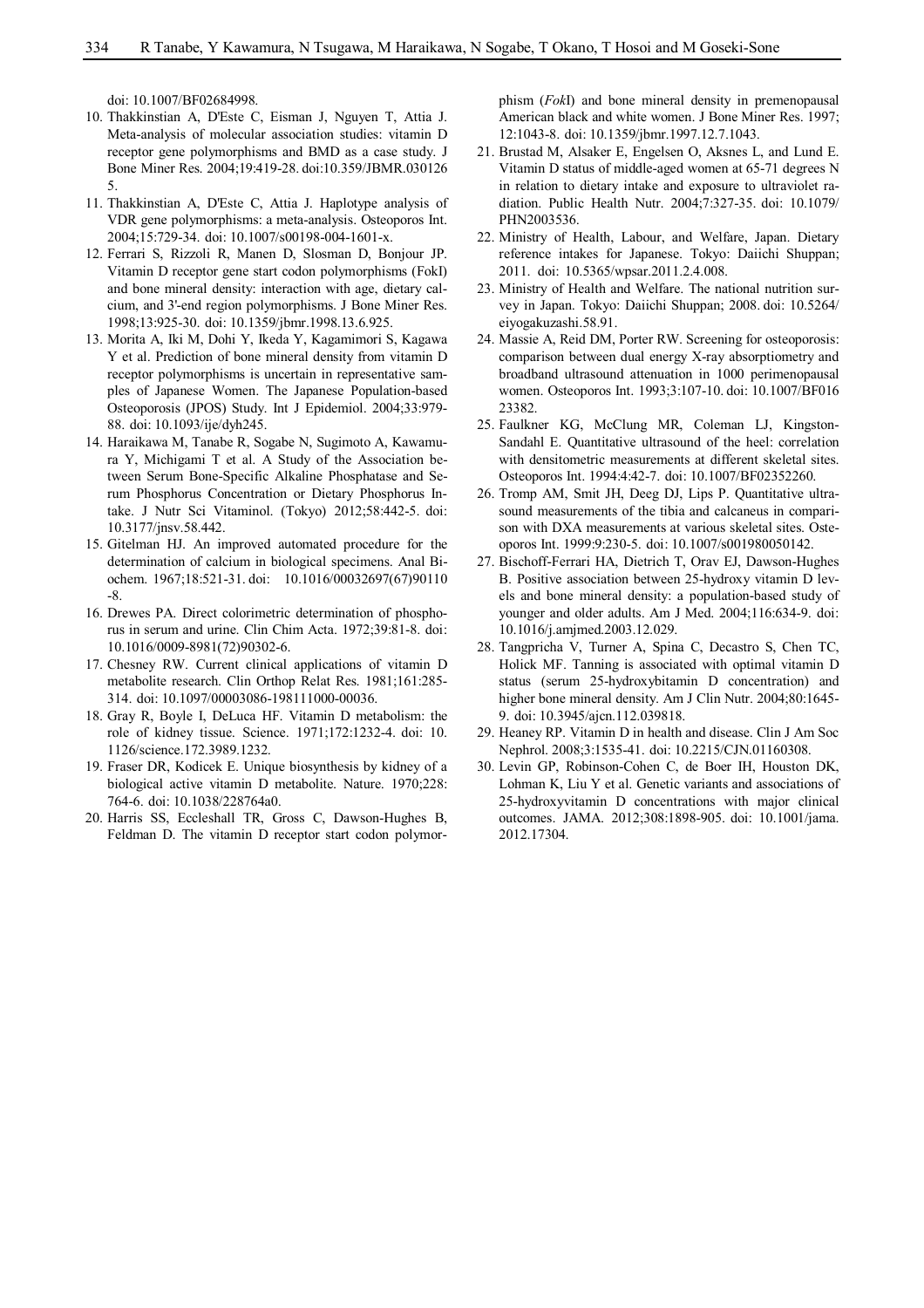doi: 10.1007/BF02684998.

10. Thakkinstian A, D'Este C, Eisman J, Nguyen T, Attia J. Meta-analysis of molecular association studies: vitamin D receptor gene polymorphisms and BMD as a case study. J Bone Miner Res. 2004;19:419-28. doi:10.359/JBMR.0301265.
11. Thakkinstian A, D'Este C, Attia J. Haplotype analysis of VDR gene polymorphisms: a meta-analysis. Osteoporos Int. 2004;15:729-34. doi: 10.1007/s00198-004-1601-x.
12. Ferrari S, Rizzoli R, Manen D, Slosman D, Bonjour JP. Vitamin D receptor gene start codon polymorphisms (FokI) and bone mineral density: interaction with age, dietary calcium, and 3'-end region polymorphisms. J Bone Miner Res. 1998;13:925-30. doi: 10.1359/jbmr.1998.13.6.925.
13. Morita A, Iki M, Dohi Y, Ikeda Y, Kagamimori S, Kagawa Y et al. Prediction of bone mineral density from vitamin D receptor polymorphisms is uncertain in representative samples of Japanese Women. The Japanese Population-based Osteoporosis (JPOS) Study. Int J Epidemiol. 2004;33:979-88. doi: 10.1093/ije/dyh245.
14. Haraikawa M, Tanabe R, Sogabe N, Sugimoto A, Kawamura Y, Michigami T et al. A Study of the Association between Serum Bone-Specific Alkaline Phosphatase and Serum Phosphorus Concentration or Dietary Phosphorus Intake. J Nutr Sci Vitaminol. (Tokyo) 2012;58:442-5. doi: 10.3177/jnsv.58.442.
15. Gitelman HJ. An improved automated procedure for the determination of calcium in biological specimens. Anal Biochem. 1967;18:521-31. doi: 10.1016/00032697(67)90110-8.
16. Drewes PA. Direct colorimetric determination of phosphorus in serum and urine. Clin Chim Acta. 1972;39:81-8. doi: 10.1016/0009-8981(72)90302-6.
17. Chesney RW. Current clinical applications of vitamin D metabolite research. Clin Orthop Relat Res. 1981;161:285-314. doi: 10.1097/00003086-198111000-00036.
18. Gray R, Boyle I, DeLuca HF. Vitamin D metabolism: the role of kidney tissue. Science. 1971;172:1232-4. doi: 10.1126/science.172.3989.1232.
19. Fraser DR, Kodicek E. Unique biosynthesis by kidney of a biological active vitamin D metabolite. Nature. 1970;228: 764-6. doi: 10.1038/228764a0.
20. Harris SS, Eccleshall TR, Gross C, Dawson-Hughes B, Feldman D. The vitamin D receptor start codon polymorphism (*Fok*I) and bone mineral density in premenopausal American black and white women. J Bone Miner Res. 1997; 12:1043-8. doi: 10.1359/jbmr.1997.12.7.1043.
21. Brustad M, Alsaker E, Engelsen O, Aksnes L, and Lund E. Vitamin D status of middle-aged women at 65-71 degrees N in relation to dietary intake and exposure to ultraviolet radiation. Public Health Nutr. 2004;7:327-35. doi: 10.1079/PHN2003536.
22. Ministry of Health, Labour, and Welfare, Japan. Dietary reference intakes for Japanese. Tokyo: Daiichi Shuppan; 2011. doi: 10.5365/wpsar.2011.2.4.008.
23. Ministry of Health and Welfare. The national nutrition survey in Japan. Tokyo: Daiichi Shuppan; 2008. doi: 10.5264/eiyogakuzashi.58.91.
24. Massie A, Reid DM, Porter RW. Screening for osteoporosis: comparison between dual energy X-ray absorptiometry and broadband ultrasound attenuation in 1000 perimenopausal women. Osteoporos Int. 1993;3:107-10. doi: 10.1007/BF01623382.
25. Faulkner KG, McClung MR, Coleman LJ, Kingston-Sandahl E. Quantitative ultrasound of the heel: correlation with densitometric measurements at different skeletal sites. Osteoporos Int. 1994:4:42-7. doi: 10.1007/BF02352260.
26. Tromp AM, Smit JH, Deeg DJ, Lips P. Quantitative ultrasound measurements of the tibia and calcaneus in comparison with DXA measurements at various skeletal sites. Osteoporos Int. 1999:9:230-5. doi: 10.1007/s001980050142.
27. Bischoff-Ferrari HA, Dietrich T, Orav EJ, Dawson-Hughes B. Positive association between 25-hydroxy vitamin D levels and bone mineral density: a population-based study of younger and older adults. Am J Med. 2004;116:634-9. doi: 10.1016/j.amjmed.2003.12.029.
28. Tangpricha V, Turner A, Spina C, Decastro S, Chen TC, Holick MF. Tanning is associated with optimal vitamin D status (serum 25-hydroxybitamin D concentration) and higher bone mineral density. Am J Clin Nutr. 2004;80:1645-9. doi: 10.3945/ajcn.112.039818.
29. Heaney RP. Vitamin D in health and disease. Clin J Am Soc Nephrol. 2008;3:1535-41. doi: 10.2215/CJN.01160308.
30. Levin GP, Robinson-Cohen C, de Boer IH, Houston DK, Lohman K, Liu Y et al. Genetic variants and associations of 25-hydroxyvitamin D concentrations with major clinical outcomes. JAMA. 2012;308:1898-905. doi: 10.1001/jama.2012.17304.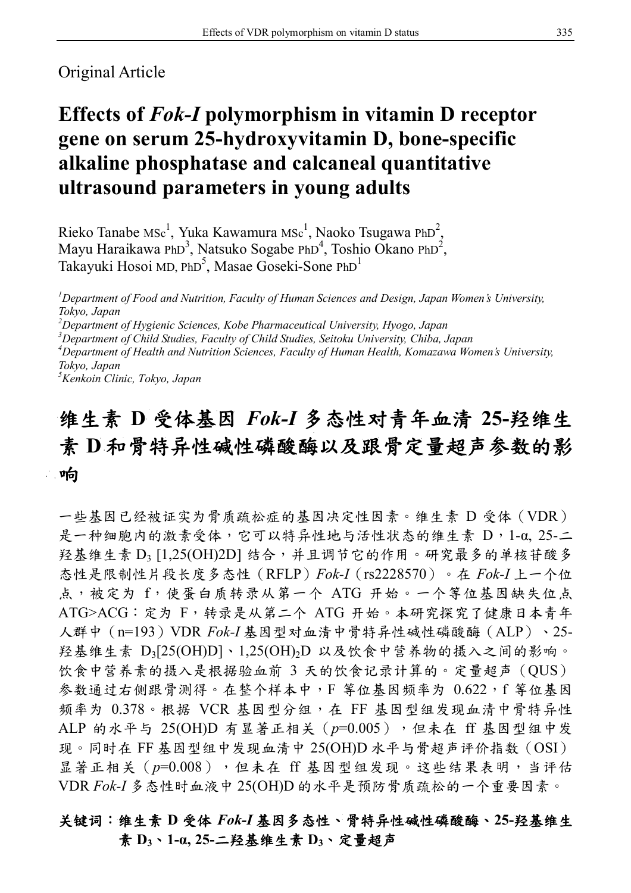Original Article

# Effects of *Fok-I* polymorphism in vitamin D receptor gene on serum 25-hydroxyvitamin D, bone-specific alkaline phosphatase and calcaneal quantitative ultrasound parameters in young adults

Rieko Tanabe MSc[1], Yuka Kawamura MSc[1], Naoko Tsugawa PhD[2], Mayu Haraikawa PhD[3], Natsuko Sogabe PhD[4], Toshio Okano PhD[2], Takayuki Hosoi MD, PhD[5], Masae Goseki-Sone PhD[1]

[1]*Department of Food and Nutrition, Faculty of Human Sciences and Design, Japan Women's University, Tokyo, Japan*
[2]*Department of Hygienic Sciences, Kobe Pharmaceutical University, Hyogo, Japan*
[3]*Department of Child Studies, Faculty of Child Studies, Seitoku University, Chiba, Japan*
[4]*Department of Health and Nutrition Sciences, Faculty of Human Health, Komazawa Women's University, Tokyo, Japan*
[5]*Kenkoin Clinic, Tokyo, Japan*

## 维生素 D 受体基因 *Fok-I* 多态性对青年血清 25-羟维生素 D 和骨特异性碱性磷酸酶以及跟骨定量超声参数的影响

一些基因已经被证实为骨质疏松症的基因决定性因素。维生素 D 受体（VDR）是一种细胞内的激素受体，它可以特异性地与活性状态的维生素 D，1-α, 25-二羟基维生素 $D_3$ [1,25(OH)2D] 结合，并且调节它的作用。研究最多的单核苷酸多态性是限制性片段长度多态性（RFLP）*Fok-I*（rs2228570）。在 *Fok-I* 上一个位点，被定为 f，使蛋白质转录从第一个 ATG 开始。一个等位基因缺失位点 ATG>ACG：定为 F，转录是从第二个 ATG 开始。本研究探究了健康日本青年人群中（n=193）VDR *Fok-I* 基因型对血清中骨特异性碱性磷酸酶（ALP）、25-羟基维生素 $D_3$[25(OH)D]、1,25$(OH)_2$D 以及饮食中营养物的摄入之间的影响。饮食中营养素的摄入是根据验血前 3 天的饮食记录计算的。定量超声（QUS）参数通过右侧跟骨测得。在整个样本中，F 等位基因频率为 0.622，f 等位基因频率为 0.378。根据 VCR 基因型分组，在 FF 基因型组发现血清中骨特异性 ALP 的水平与 25(OH)D 有显著正相关（$p$=0.005），但未在 ff 基因型组中发现。同时在 FF 基因型组中发现血清中 25(OH)D 水平与骨超声评价指数（OSI）显著正相关（$p$=0.008），但未在 ff 基因型组发现。这些结果表明，当评估 VDR *Fok-I* 多态性时血液中 25(OH)D 的水平是预防骨质疏松的一个重要因素。

**关键词：维生素 D 受体 *Fok-I* 基因多态性、骨特异性碱性磷酸酶、25-羟基维生素 $D_3$、1-α, 25-二羟基维生素 $D_3$、定量超声**